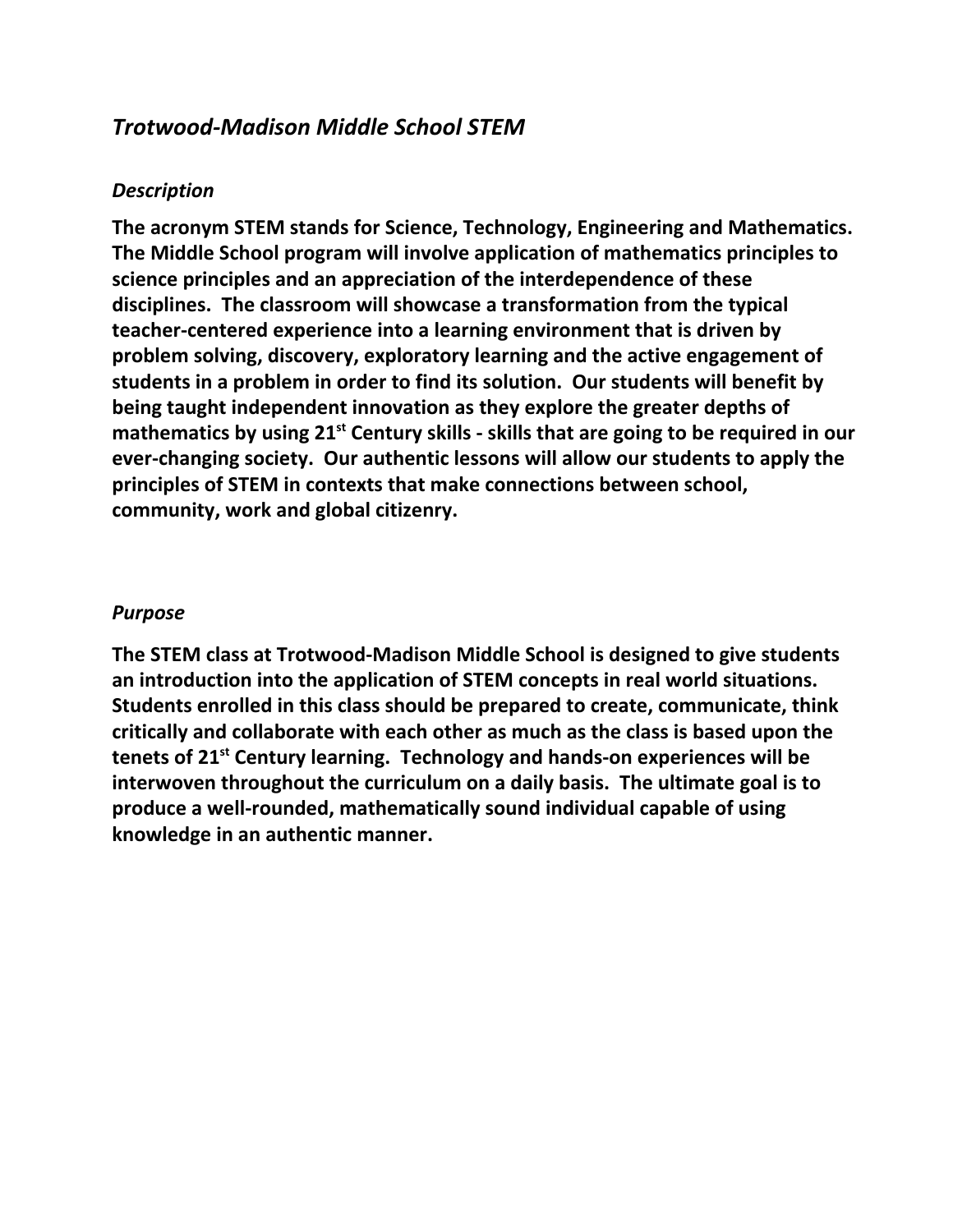# *Trotwood-Madison Middle School STEM*

## *Description*

**The acronym STEM stands for Science, Technology, Engineering and Mathematics. The Middle School program will involve application of mathematics principles to science principles and an appreciation of the interdependence of these disciplines. The classroom will showcase a transformation from the typical teacher-centered experience into a learning environment that is driven by problem solving, discovery, exploratory learning and the active engagement of students in a problem in order to find its solution. Our students will benefit by being taught independent innovation as they explore the greater depths of mathematics by using 21st Century skills - skills that are going to be required in our ever-changing society. Our authentic lessons will allow our students to apply the principles of STEM in contexts that make connections between school, community, work and global citizenry.**

## *Purpose*

**The STEM class at Trotwood-Madison Middle School is designed to give students an introduction into the application of STEM concepts in real world situations. Students enrolled in this class should be prepared to create, communicate, think critically and collaborate with each other as much as the class is based upon the tenets of 21st Century learning. Technology and hands-on experiences will be interwoven throughout the curriculum on a daily basis. The ultimate goal is to produce a well-rounded, mathematically sound individual capable of using knowledge in an authentic manner.**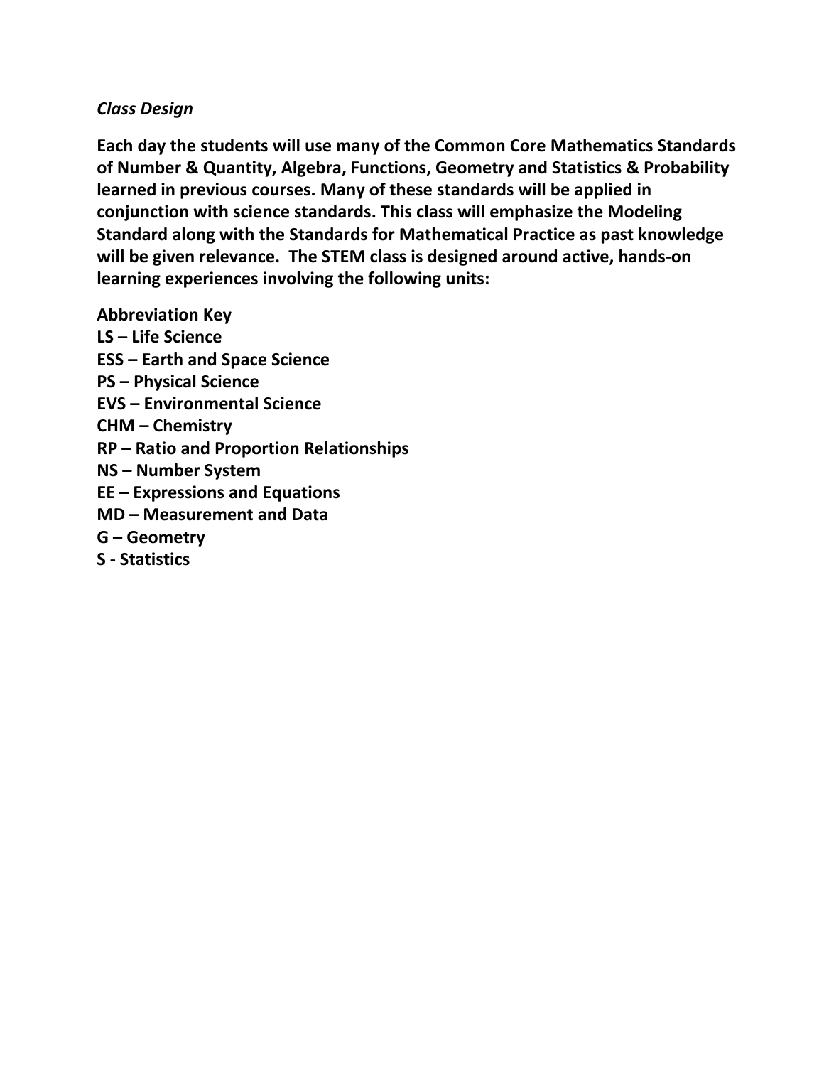*Class Design*

**Each day the students will use many of the Common Core Mathematics Standards of Number & Quantity, Algebra, Functions, Geometry and Statistics & Probability learned in previous courses. Many of these standards will be applied in conjunction with science standards. This class will emphasize the Modeling Standard along with the Standards for Mathematical Practice as past knowledge will be given relevance. The STEM class is designed around active, hands-on learning experiences involving the following units:**

**Abbreviation Key**
**LS – Life Science**
**ESS – Earth and Space Science**
**PS – Physical Science**
**EVS – Environmental Science**
**CHM – Chemistry**
**RP – Ratio and Proportion Relationships**
**NS – Number System**
**EE – Expressions and Equations**
**MD – Measurement and Data**
**G – Geometry**
**S - Statistics**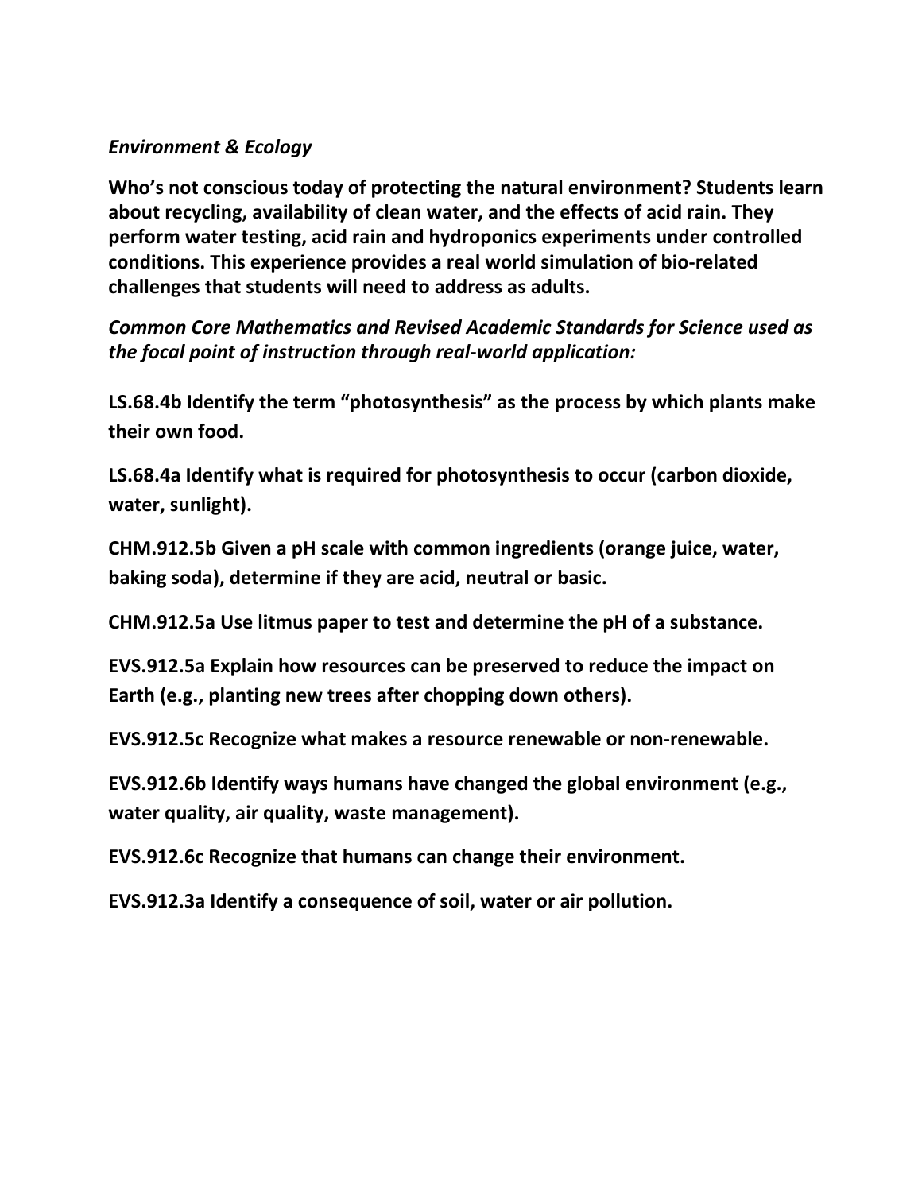*Environment & Ecology*

**Who's not conscious today of protecting the natural environment? Students learn about recycling, availability of clean water, and the effects of acid rain. They perform water testing, acid rain and hydroponics experiments under controlled conditions. This experience provides a real world simulation of bio-related challenges that students will need to address as adults.**

***Common Core Mathematics and Revised Academic Standards for Science used as the focal point of instruction through real-world application:***

**LS.68.4b Identify the term "photosynthesis" as the process by which plants make their own food.**

**LS.68.4a Identify what is required for photosynthesis to occur (carbon dioxide, water, sunlight).**

**CHM.912.5b Given a pH scale with common ingredients (orange juice, water, baking soda), determine if they are acid, neutral or basic.**

**CHM.912.5a Use litmus paper to test and determine the pH of a substance.**

**EVS.912.5a Explain how resources can be preserved to reduce the impact on Earth (e.g., planting new trees after chopping down others).**

**EVS.912.5c Recognize what makes a resource renewable or non-renewable.**

**EVS.912.6b Identify ways humans have changed the global environment (e.g., water quality, air quality, waste management).**

**EVS.912.6c Recognize that humans can change their environment.**

**EVS.912.3a Identify a consequence of soil, water or air pollution.**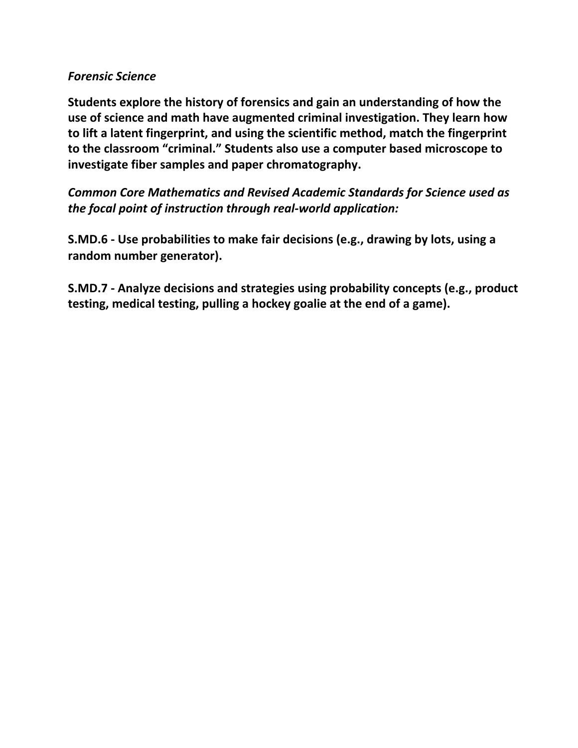*Forensic Science*

**Students explore the history of forensics and gain an understanding of how the use of science and math have augmented criminal investigation. They learn how to lift a latent fingerprint, and using the scientific method, match the fingerprint to the classroom "criminal." Students also use a computer based microscope to investigate fiber samples and paper chromatography.**

***Common Core Mathematics and Revised Academic Standards for Science used as the focal point of instruction through real-world application:***

**S.MD.6 - Use probabilities to make fair decisions (e.g., drawing by lots, using a random number generator).**

**S.MD.7 - Analyze decisions and strategies using probability concepts (e.g., product testing, medical testing, pulling a hockey goalie at the end of a game).**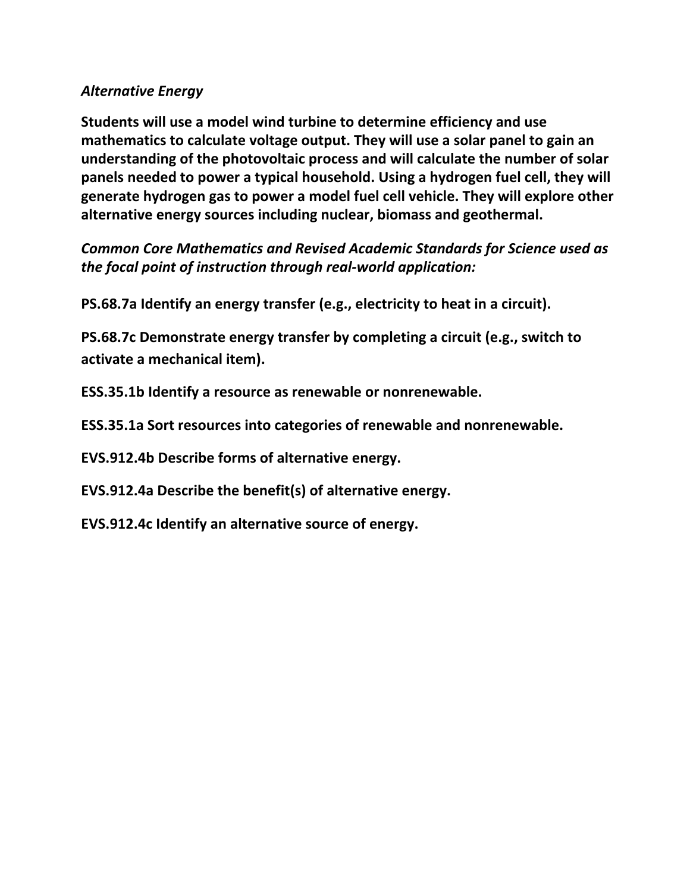*Alternative Energy*

**Students will use a model wind turbine to determine efficiency and use mathematics to calculate voltage output. They will use a solar panel to gain an understanding of the photovoltaic process and will calculate the number of solar panels needed to power a typical household. Using a hydrogen fuel cell, they will generate hydrogen gas to power a model fuel cell vehicle. They will explore other alternative energy sources including nuclear, biomass and geothermal.**

***Common Core Mathematics and Revised Academic Standards for Science used as the focal point of instruction through real-world application:***

**PS.68.7a Identify an energy transfer (e.g., electricity to heat in a circuit).**

**PS.68.7c Demonstrate energy transfer by completing a circuit (e.g., switch to activate a mechanical item).**

**ESS.35.1b Identify a resource as renewable or nonrenewable.**

**ESS.35.1a Sort resources into categories of renewable and nonrenewable.**

**EVS.912.4b Describe forms of alternative energy.**

**EVS.912.4a Describe the benefit(s) of alternative energy.**

**EVS.912.4c Identify an alternative source of energy.**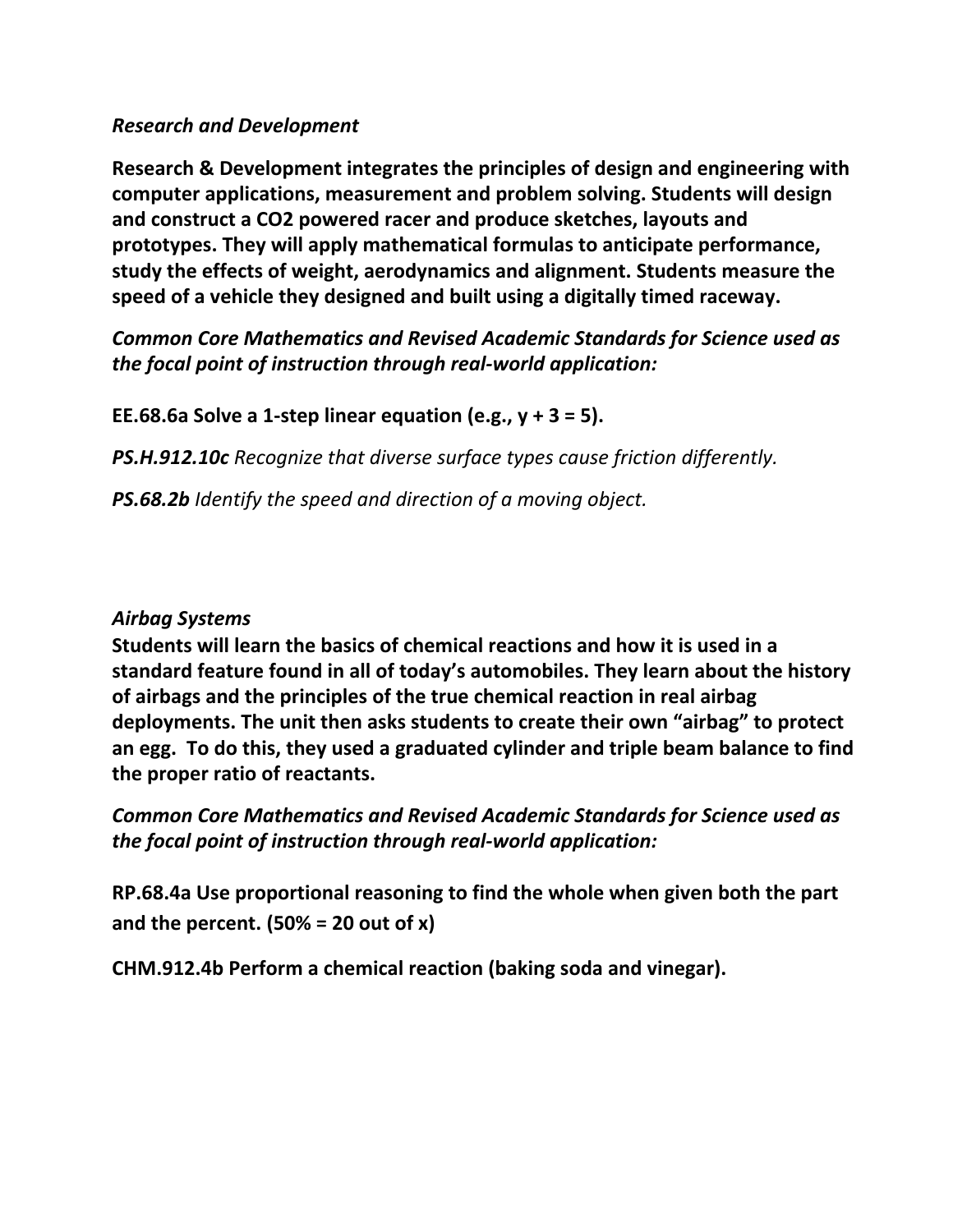### *Research and Development*

**Research & Development integrates the principles of design and engineering with computer applications, measurement and problem solving. Students will design and construct a $CO_2$ powered racer and produce sketches, layouts and prototypes. They will apply mathematical formulas to anticipate performance, study the effects of weight, aerodynamics and alignment. Students measure the speed of a vehicle they designed and built using a digitally timed raceway.**

***Common Core Mathematics and Revised Academic Standards for Science used as the focal point of instruction through real-world application:***

**EE.68.6a Solve a 1-step linear equation (e.g., $y + 3 = 5$).**

***PS.H.912.10c*** *Recognize that diverse surface types cause friction differently.*

***PS.68.2b*** *Identify the speed and direction of a moving object.*

### *Airbag Systems*

**Students will learn the basics of chemical reactions and how it is used in a standard feature found in all of today's automobiles. They learn about the history of airbags and the principles of the true chemical reaction in real airbag deployments. The unit then asks students to create their own "airbag" to protect an egg. To do this, they used a graduated cylinder and triple beam balance to find the proper ratio of reactants.**

***Common Core Mathematics and Revised Academic Standards for Science used as the focal point of instruction through real-world application:***

**RP.68.4a Use proportional reasoning to find the whole when given both the part and the percent. (50% = 20 out of x)**

**CHM.912.4b Perform a chemical reaction (baking soda and vinegar).**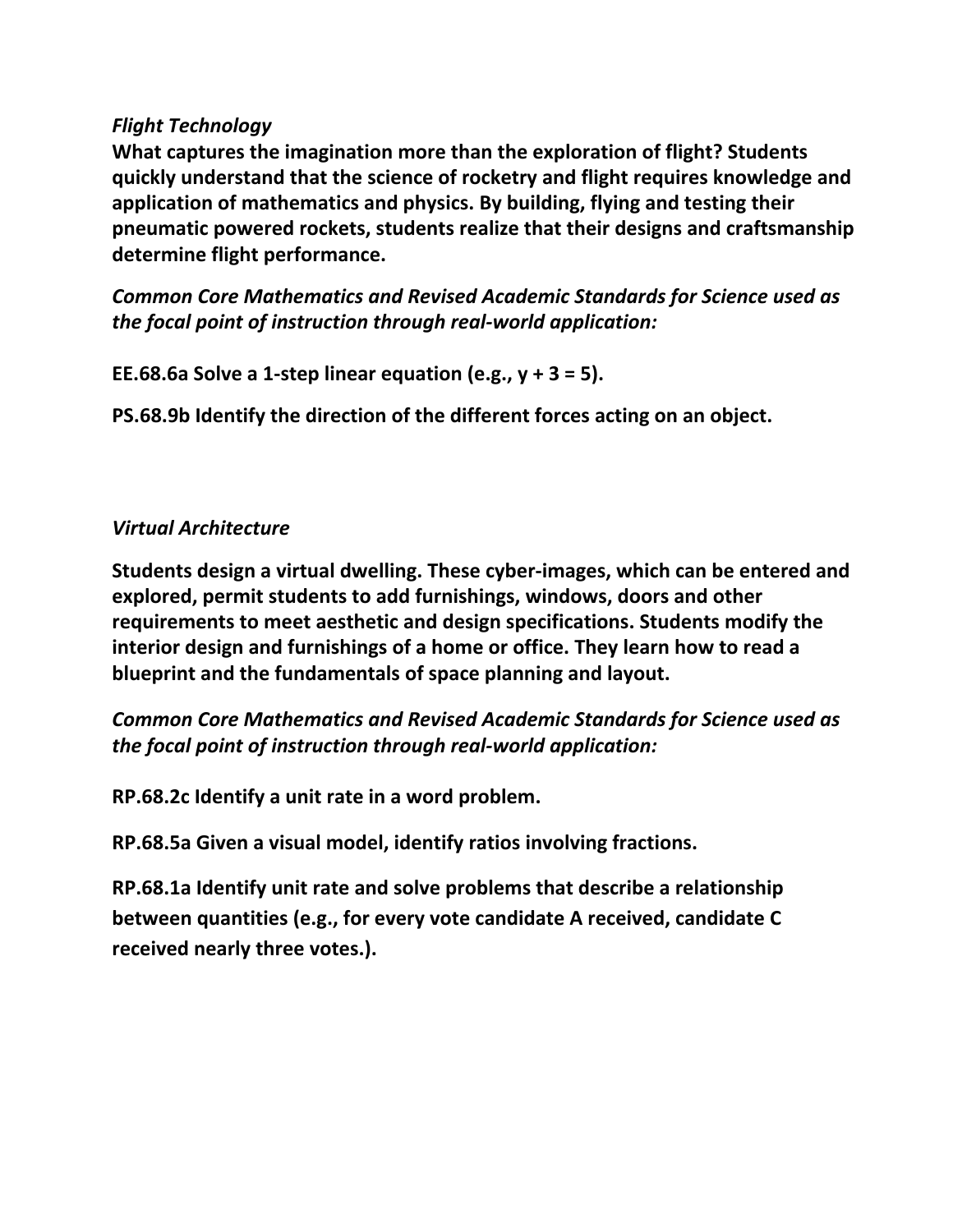*Flight Technology*

**What captures the imagination more than the exploration of flight? Students quickly understand that the science of rocketry and flight requires knowledge and application of mathematics and physics. By building, flying and testing their pneumatic powered rockets, students realize that their designs and craftsmanship determine flight performance.**

***Common Core Mathematics and Revised Academic Standards for Science used as the focal point of instruction through real-world application:***

**EE.68.6a Solve a 1-step linear equation (e.g., $y + 3 = 5$).**

**PS.68.9b Identify the direction of the different forces acting on an object.**

*Virtual Architecture*

**Students design a virtual dwelling. These cyber-images, which can be entered and explored, permit students to add furnishings, windows, doors and other requirements to meet aesthetic and design specifications. Students modify the interior design and furnishings of a home or office. They learn how to read a blueprint and the fundamentals of space planning and layout.**

***Common Core Mathematics and Revised Academic Standards for Science used as the focal point of instruction through real-world application:***

**RP.68.2c Identify a unit rate in a word problem.**

**RP.68.5a Given a visual model, identify ratios involving fractions.**

**RP.68.1a Identify unit rate and solve problems that describe a relationship between quantities (e.g., for every vote candidate A received, candidate C received nearly three votes.).**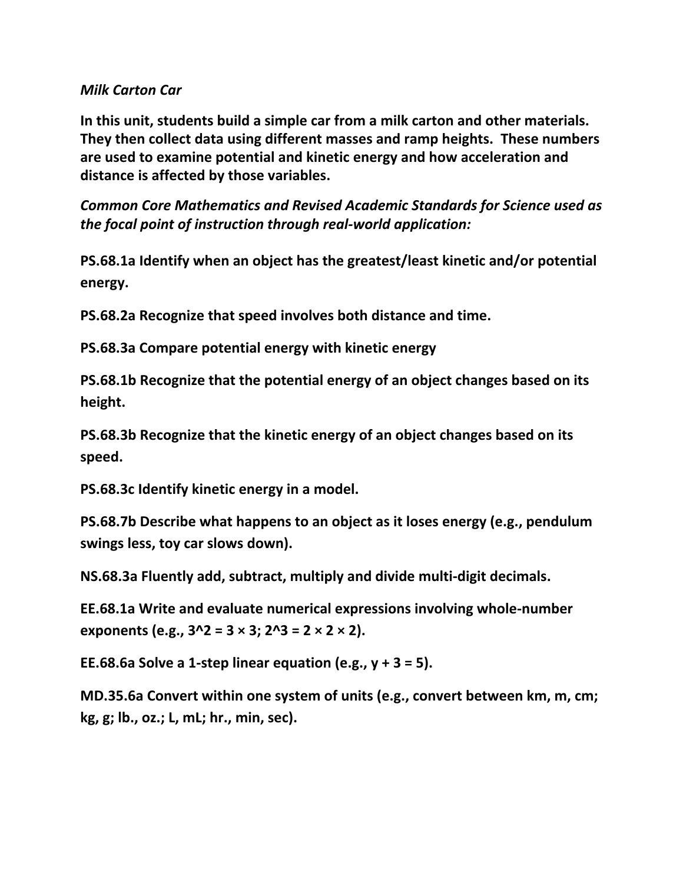*Milk Carton Car*

**In this unit, students build a simple car from a milk carton and other materials. They then collect data using different masses and ramp heights. These numbers are used to examine potential and kinetic energy and how acceleration and distance is affected by those variables.**

***Common Core Mathematics and Revised Academic Standards for Science used as the focal point of instruction through real-world application:***

**PS.68.1a Identify when an object has the greatest/least kinetic and/or potential energy.**

**PS.68.2a Recognize that speed involves both distance and time.**

**PS.68.3a Compare potential energy with kinetic energy**

**PS.68.1b Recognize that the potential energy of an object changes based on its height.**

**PS.68.3b Recognize that the kinetic energy of an object changes based on its speed.**

**PS.68.3c Identify kinetic energy in a model.**

**PS.68.7b Describe what happens to an object as it loses energy (e.g., pendulum swings less, toy car slows down).**

**NS.68.3a Fluently add, subtract, multiply and divide multi-digit decimals.**

**EE.68.1a Write and evaluate numerical expressions involving whole-number exponents (e.g., $3^2 = 3 \times 3$; $2^3 = 2 \times 2 \times 2$).**

**EE.68.6a Solve a 1-step linear equation (e.g., $y + 3 = 5$).**

**MD.35.6a Convert within one system of units (e.g., convert between km, m, cm; kg, g; lb., oz.; L, mL; hr., min, sec).**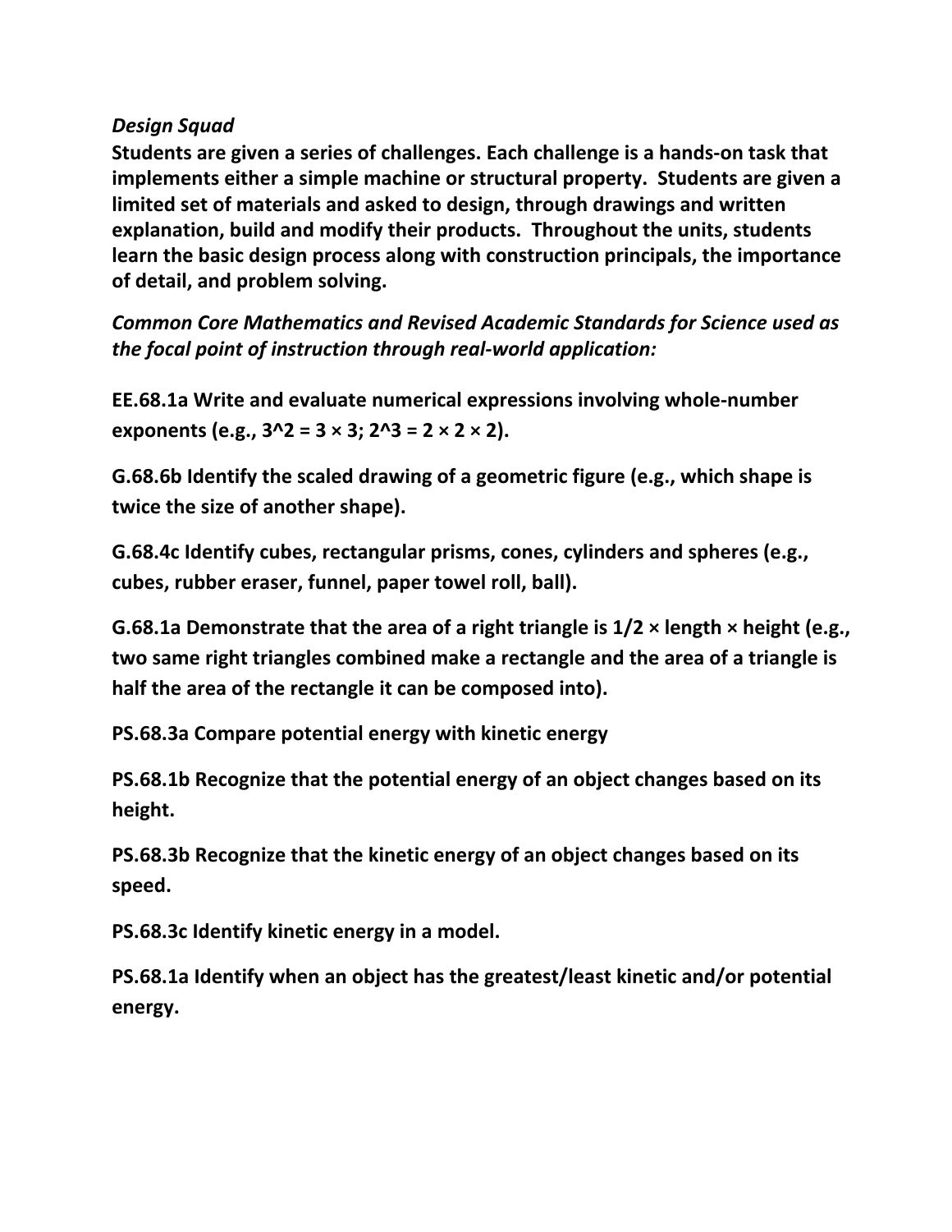*Design Squad*

**Students are given a series of challenges. Each challenge is a hands-on task that implements either a simple machine or structural property. Students are given a limited set of materials and asked to design, through drawings and written explanation, build and modify their products. Throughout the units, students learn the basic design process along with construction principals, the importance of detail, and problem solving.**

***Common Core Mathematics and Revised Academic Standards for Science used as the focal point of instruction through real-world application:***

**EE.68.1a Write and evaluate numerical expressions involving whole-number exponents (e.g., 3^2 = 3 × 3; 2^3 = 2 × 2 × 2).**

**G.68.6b Identify the scaled drawing of a geometric figure (e.g., which shape is twice the size of another shape).**

**G.68.4c Identify cubes, rectangular prisms, cones, cylinders and spheres (e.g., cubes, rubber eraser, funnel, paper towel roll, ball).**

**G.68.1a Demonstrate that the area of a right triangle is 1/2 × length × height (e.g., two same right triangles combined make a rectangle and the area of a triangle is half the area of the rectangle it can be composed into).**

**PS.68.3a Compare potential energy with kinetic energy**

**PS.68.1b Recognize that the potential energy of an object changes based on its height.**

**PS.68.3b Recognize that the kinetic energy of an object changes based on its speed.**

**PS.68.3c Identify kinetic energy in a model.**

**PS.68.1a Identify when an object has the greatest/least kinetic and/or potential energy.**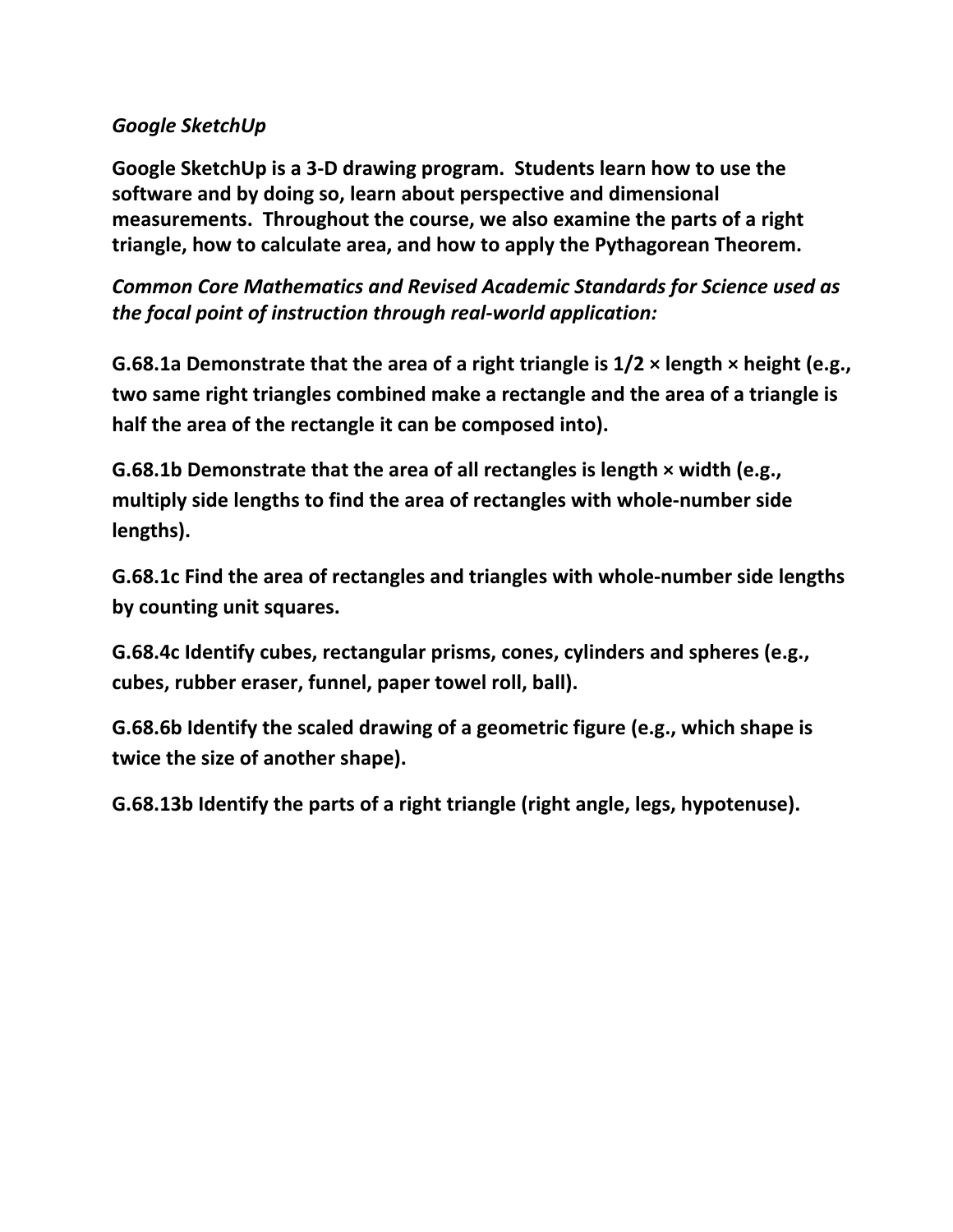*Google SketchUp*

**Google SketchUp is a 3-D drawing program. Students learn how to use the software and by doing so, learn about perspective and dimensional measurements. Throughout the course, we also examine the parts of a right triangle, how to calculate area, and how to apply the Pythagorean Theorem.**

***Common Core Mathematics and Revised Academic Standards for Science used as the focal point of instruction through real-world application:***

**G.68.1a Demonstrate that the area of a right triangle is 1/2 × length × height (e.g., two same right triangles combined make a rectangle and the area of a triangle is half the area of the rectangle it can be composed into).**

**G.68.1b Demonstrate that the area of all rectangles is length × width (e.g., multiply side lengths to find the area of rectangles with whole-number side lengths).**

**G.68.1c Find the area of rectangles and triangles with whole-number side lengths by counting unit squares.**

**G.68.4c Identify cubes, rectangular prisms, cones, cylinders and spheres (e.g., cubes, rubber eraser, funnel, paper towel roll, ball).**

**G.68.6b Identify the scaled drawing of a geometric figure (e.g., which shape is twice the size of another shape).**

**G.68.13b Identify the parts of a right triangle (right angle, legs, hypotenuse).**